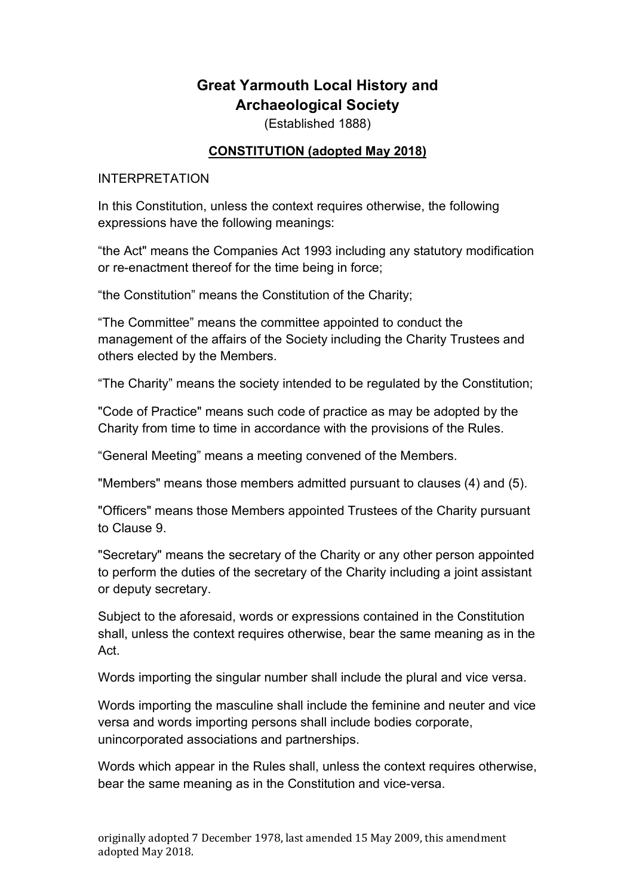# Great Yarmouth Local History and Archaeological Society

(Established 1888)

## CONSTITUTION (adopted May 2018)

INTERPRETATION

In this Constitution, unless the context requires otherwise, the following expressions have the following meanings:

"the Act" means the Companies Act 1993 including any statutory modification or re-enactment thereof for the time being in force;

"the Constitution" means the Constitution of the Charity;

"The Committee" means the committee appointed to conduct the management of the affairs of the Society including the Charity Trustees and others elected by the Members.

"The Charity" means the society intended to be regulated by the Constitution;

"Code of Practice" means such code of practice as may be adopted by the Charity from time to time in accordance with the provisions of the Rules.

"General Meeting" means a meeting convened of the Members.

"Members" means those members admitted pursuant to clauses (4) and (5).

"Officers" means those Members appointed Trustees of the Charity pursuant to Clause 9.

"Secretary" means the secretary of the Charity or any other person appointed to perform the duties of the secretary of the Charity including a joint assistant or deputy secretary.

Subject to the aforesaid, words or expressions contained in the Constitution shall, unless the context requires otherwise, bear the same meaning as in the Act.

Words importing the singular number shall include the plural and vice versa.

Words importing the masculine shall include the feminine and neuter and vice versa and words importing persons shall include bodies corporate, unincorporated associations and partnerships.

Words which appear in the Rules shall, unless the context requires otherwise, bear the same meaning as in the Constitution and vice-versa.

originally adopted 7 December 1978, last amended 15 May 2009, this amendment adopted May 2018.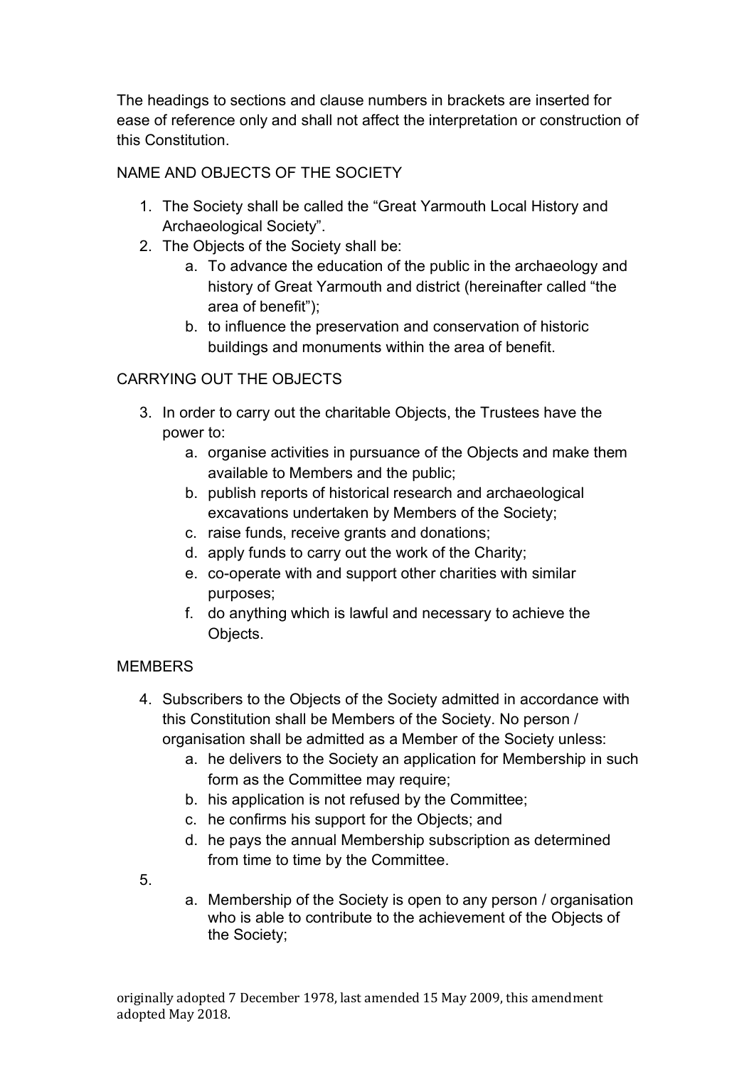The headings to sections and clause numbers in brackets are inserted for ease of reference only and shall not affect the interpretation or construction of this Constitution.

## NAME AND OBJECTS OF THE SOCIETY

1. The Society shall be called the "Great Yarmouth Local History and Archaeological Society".
2. The Objects of the Society shall be:
    a. To advance the education of the public in the archaeology and history of Great Yarmouth and district (hereinafter called "the area of benefit");
    b. to influence the preservation and conservation of historic buildings and monuments within the area of benefit.

## CARRYING OUT THE OBJECTS

3. In order to carry out the charitable Objects, the Trustees have the power to:
    a. organise activities in pursuance of the Objects and make them available to Members and the public;
    b. publish reports of historical research and archaeological excavations undertaken by Members of the Society;
    c. raise funds, receive grants and donations;
    d. apply funds to carry out the work of the Charity;
    e. co-operate with and support other charities with similar purposes;
    f. do anything which is lawful and necessary to achieve the Objects.

## MEMBERS

4. Subscribers to the Objects of the Society admitted in accordance with this Constitution shall be Members of the Society. No person / organisation shall be admitted as a Member of the Society unless:
    a. he delivers to the Society an application for Membership in such form as the Committee may require;
    b. his application is not refused by the Committee;
    c. he confirms his support for the Objects; and
    d. he pays the annual Membership subscription as determined from time to time by the Committee.
5.
    a. Membership of the Society is open to any person / organisation who is able to contribute to the achievement of the Objects of the Society;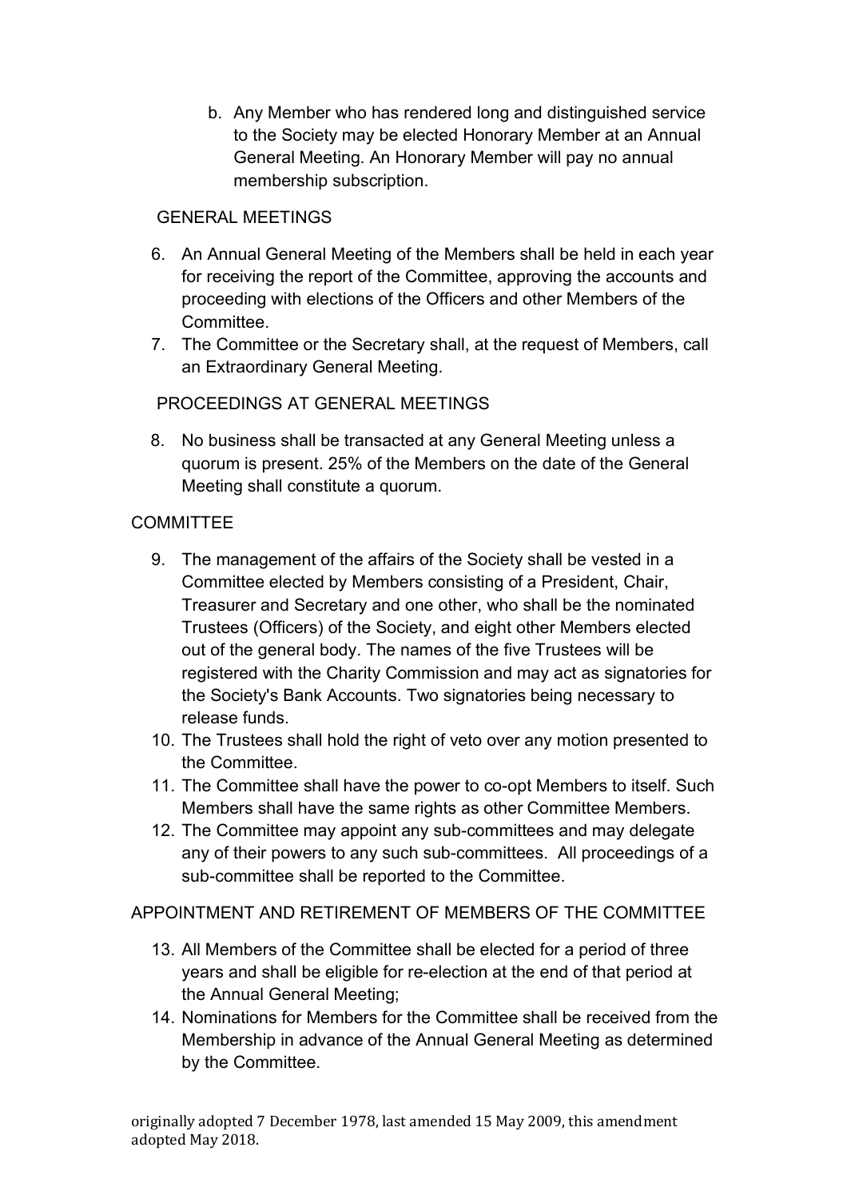b. Any Member who has rendered long and distinguished service to the Society may be elected Honorary Member at an Annual General Meeting. An Honorary Member will pay no annual membership subscription.

## GENERAL MEETINGS

6. An Annual General Meeting of the Members shall be held in each year for receiving the report of the Committee, approving the accounts and proceeding with elections of the Officers and other Members of the Committee.
7. The Committee or the Secretary shall, at the request of Members, call an Extraordinary General Meeting.

## PROCEEDINGS AT GENERAL MEETINGS

8. No business shall be transacted at any General Meeting unless a quorum is present. 25% of the Members on the date of the General Meeting shall constitute a quorum.

## COMMITTEE

9. The management of the affairs of the Society shall be vested in a Committee elected by Members consisting of a President, Chair, Treasurer and Secretary and one other, who shall be the nominated Trustees (Officers) of the Society, and eight other Members elected out of the general body. The names of the five Trustees will be registered with the Charity Commission and may act as signatories for the Society's Bank Accounts. Two signatories being necessary to release funds.
10. The Trustees shall hold the right of veto over any motion presented to the Committee.
11. The Committee shall have the power to co-opt Members to itself. Such Members shall have the same rights as other Committee Members.
12. The Committee may appoint any sub-committees and may delegate any of their powers to any such sub-committees. All proceedings of a sub-committee shall be reported to the Committee.

## APPOINTMENT AND RETIREMENT OF MEMBERS OF THE COMMITTEE

13. All Members of the Committee shall be elected for a period of three years and shall be eligible for re-election at the end of that period at the Annual General Meeting;
14. Nominations for Members for the Committee shall be received from the Membership in advance of the Annual General Meeting as determined by the Committee.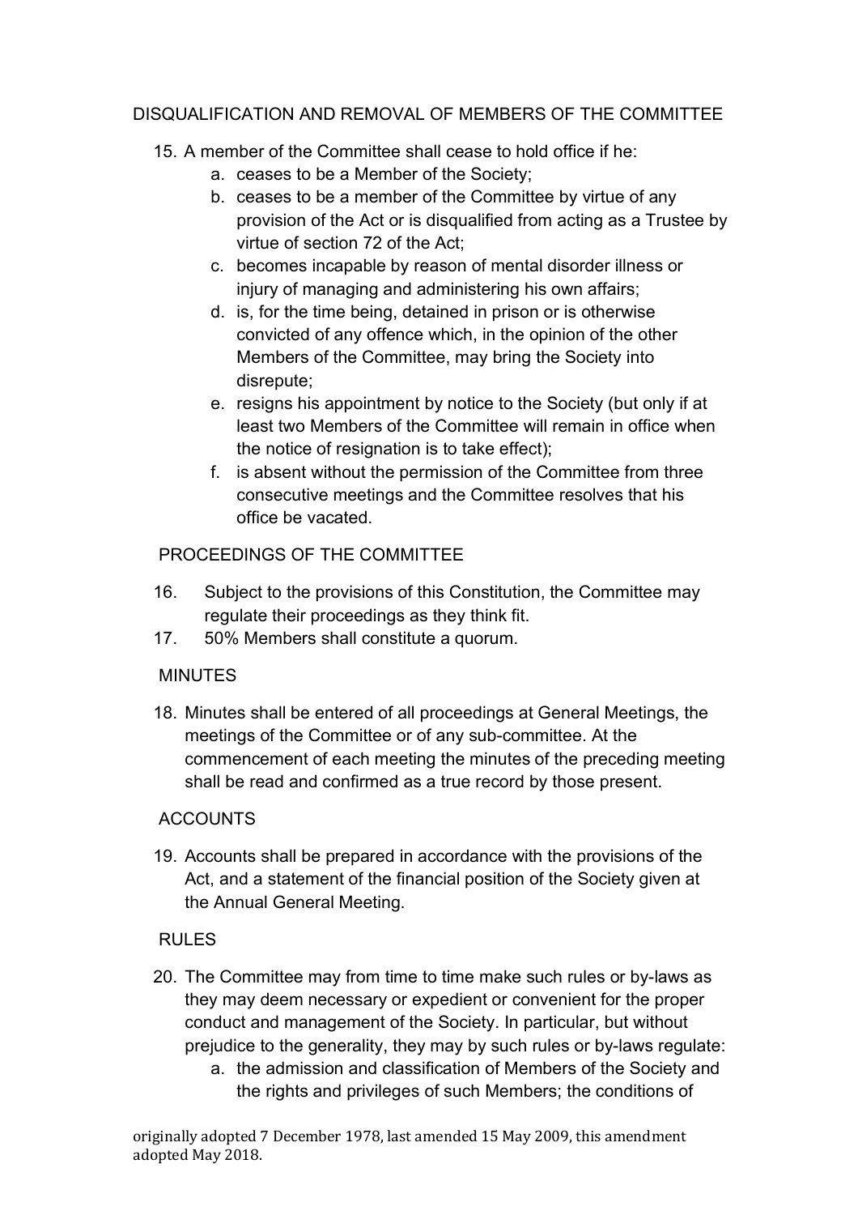## DISQUALIFICATION AND REMOVAL OF MEMBERS OF THE COMMITTEE

15. A member of the Committee shall cease to hold office if he:
    a. ceases to be a Member of the Society;
    b. ceases to be a member of the Committee by virtue of any provision of the Act or is disqualified from acting as a Trustee by virtue of section 72 of the Act;
    c. becomes incapable by reason of mental disorder illness or injury of managing and administering his own affairs;
    d. is, for the time being, detained in prison or is otherwise convicted of any offence which, in the opinion of the other Members of the Committee, may bring the Society into disrepute;
    e. resigns his appointment by notice to the Society (but only if at least two Members of the Committee will remain in office when the notice of resignation is to take effect);
    f. is absent without the permission of the Committee from three consecutive meetings and the Committee resolves that his office be vacated.

## PROCEEDINGS OF THE COMMITTEE

16. Subject to the provisions of this Constitution, the Committee may regulate their proceedings as they think fit.
17. 50% Members shall constitute a quorum.

## MINUTES

18. Minutes shall be entered of all proceedings at General Meetings, the meetings of the Committee or of any sub-committee. At the commencement of each meeting the minutes of the preceding meeting shall be read and confirmed as a true record by those present.

## ACCOUNTS

19. Accounts shall be prepared in accordance with the provisions of the Act, and a statement of the financial position of the Society given at the Annual General Meeting.

## RULES

20. The Committee may from time to time make such rules or by-laws as they may deem necessary or expedient or convenient for the proper conduct and management of the Society. In particular, but without prejudice to the generality, they may by such rules or by-laws regulate:
    a. the admission and classification of Members of the Society and the rights and privileges of such Members; the conditions of

originally adopted 7 December 1978, last amended 15 May 2009, this amendment adopted May 2018.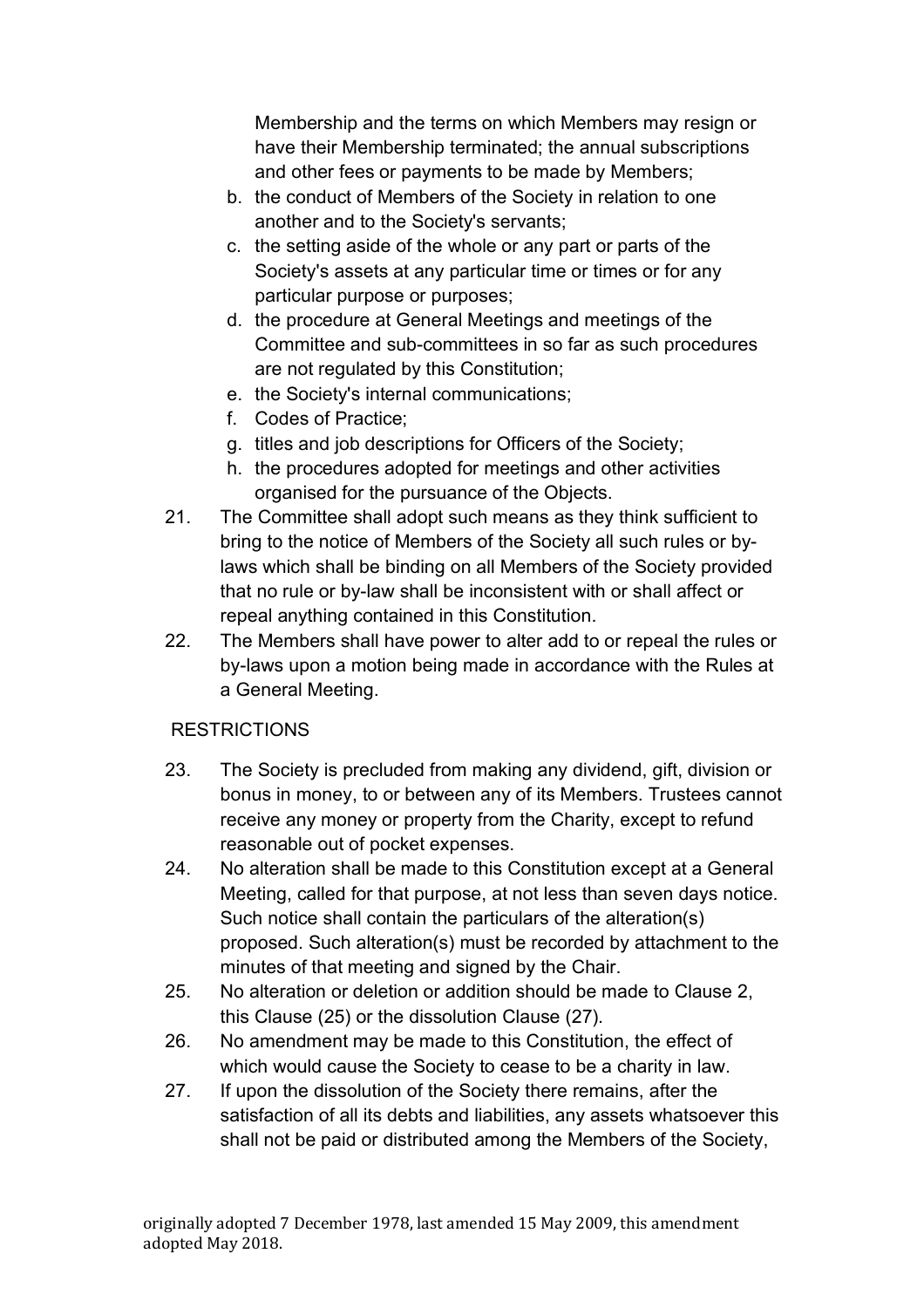Membership and the terms on which Members may resign or have their Membership terminated; the annual subscriptions and other fees or payments to be made by Members;

b. the conduct of Members of the Society in relation to one another and to the Society's servants;
c. the setting aside of the whole or any part or parts of the Society's assets at any particular time or times or for any particular purpose or purposes;
d. the procedure at General Meetings and meetings of the Committee and sub-committees in so far as such procedures are not regulated by this Constitution;
e. the Society's internal communications;
f. Codes of Practice;
g. titles and job descriptions for Officers of the Society;
h. the procedures adopted for meetings and other activities organised for the pursuance of the Objects.

21. The Committee shall adopt such means as they think sufficient to bring to the notice of Members of the Society all such rules or by-laws which shall be binding on all Members of the Society provided that no rule or by-law shall be inconsistent with or shall affect or repeal anything contained in this Constitution.
22. The Members shall have power to alter add to or repeal the rules or by-laws upon a motion being made in accordance with the Rules at a General Meeting.

RESTRICTIONS

23. The Society is precluded from making any dividend, gift, division or bonus in money, to or between any of its Members. Trustees cannot receive any money or property from the Charity, except to refund reasonable out of pocket expenses.
24. No alteration shall be made to this Constitution except at a General Meeting, called for that purpose, at not less than seven days notice. Such notice shall contain the particulars of the alteration(s) proposed. Such alteration(s) must be recorded by attachment to the minutes of that meeting and signed by the Chair.
25. No alteration or deletion or addition should be made to Clause 2, this Clause (25) or the dissolution Clause (27).
26. No amendment may be made to this Constitution, the effect of which would cause the Society to cease to be a charity in law.
27. If upon the dissolution of the Society there remains, after the satisfaction of all its debts and liabilities, any assets whatsoever this shall not be paid or distributed among the Members of the Society,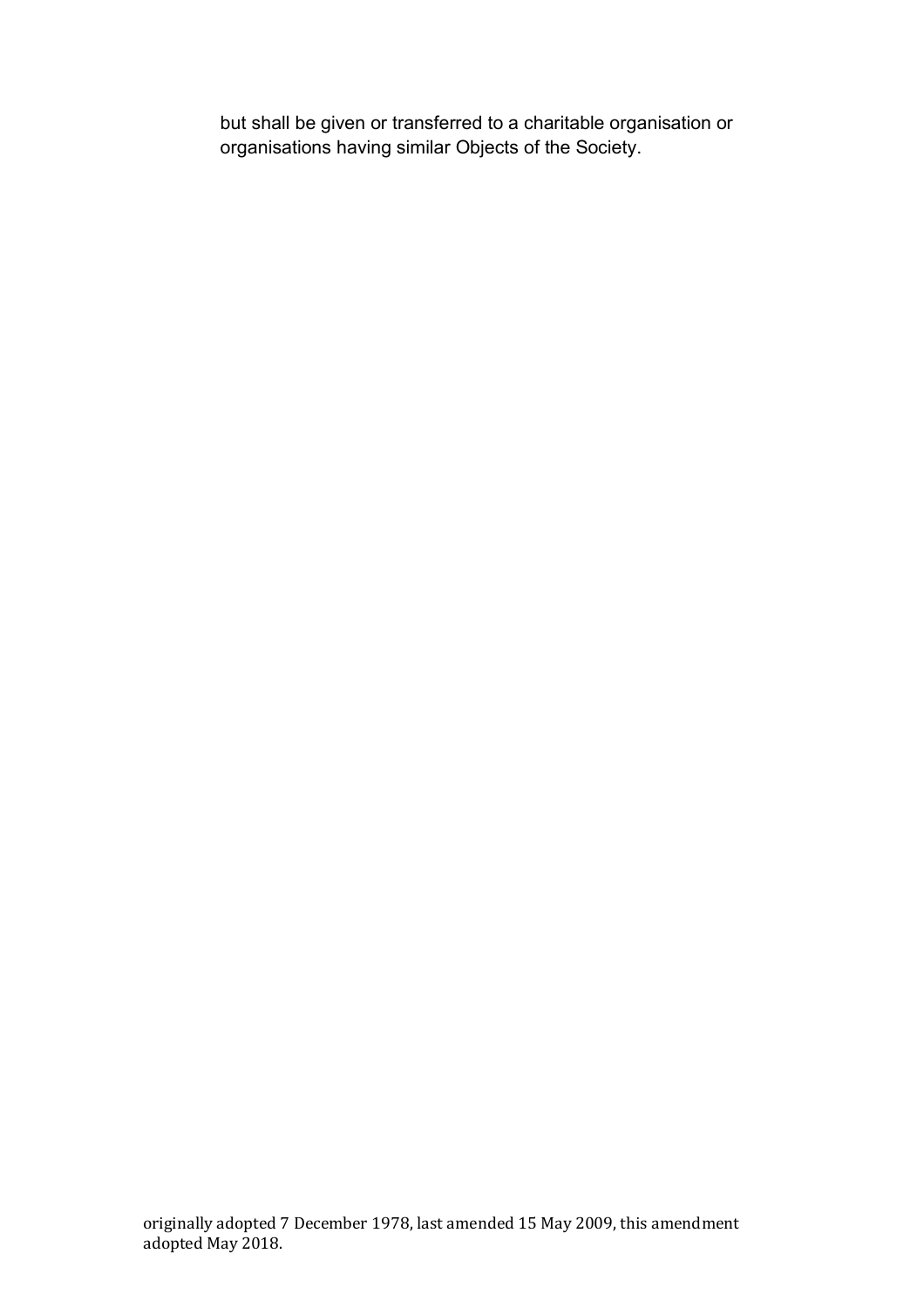but shall be given or transferred to a charitable organisation or organisations having similar Objects of the Society.

originally adopted 7 December 1978, last amended 15 May 2009, this amendment adopted May 2018.